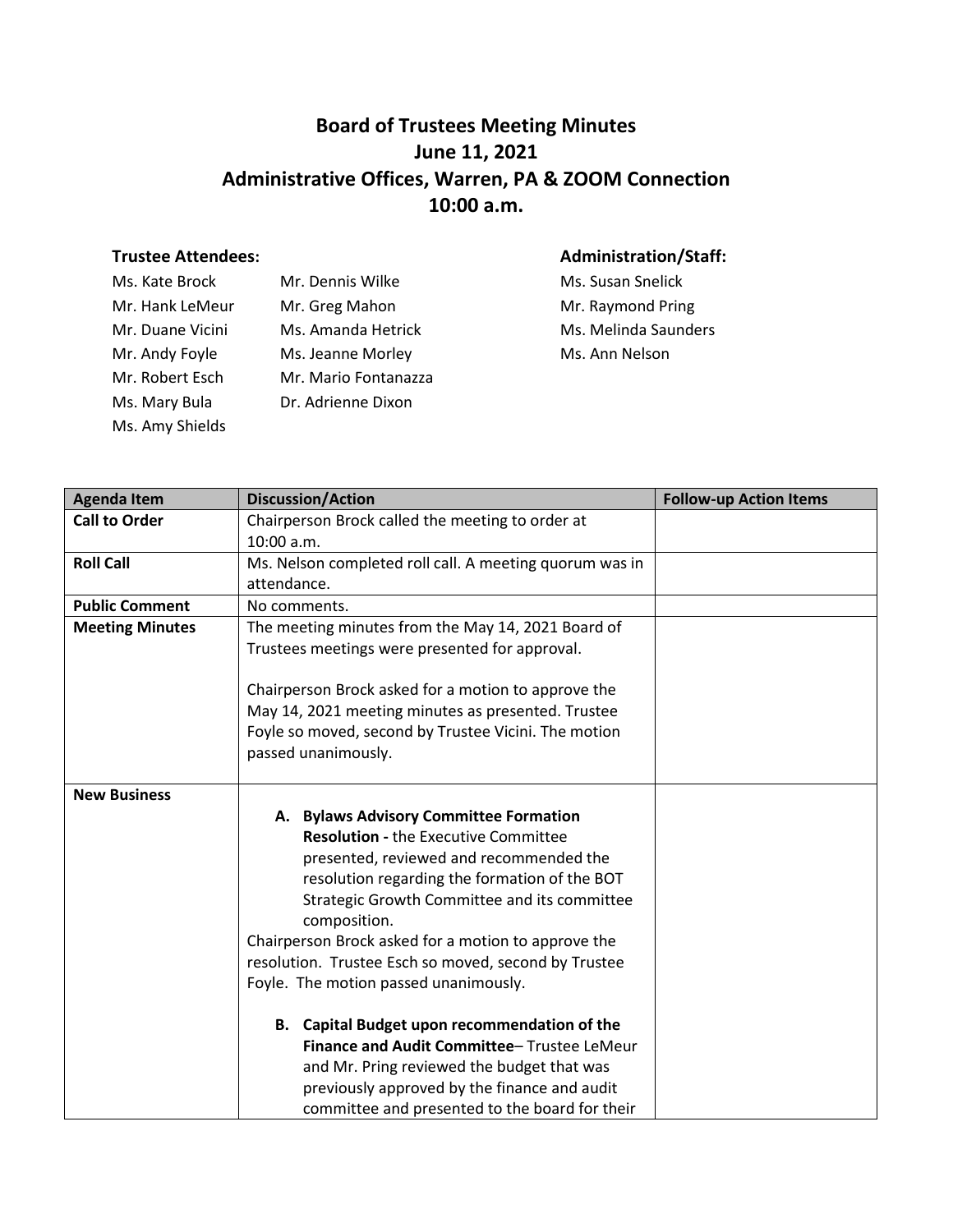# Board of Trustees Meeting Minutes
## June 11, 2021
## Administrative Offices, Warren, PA & ZOOM Connection
## 10:00 a.m.

**Trustee Attendees:**

Ms. Kate Brock
Mr. Hank LeMeur
Mr. Duane Vicini
Mr. Andy Foyle
Mr. Robert Esch
Ms. Mary Bula
Ms. Amy Shields
Mr. Dennis Wilke
Mr. Greg Mahon
Ms. Amanda Hetrick
Ms. Jeanne Morley
Mr. Mario Fontanazza
Dr. Adrienne Dixon

**Administration/Staff:**

Ms. Susan Snelick
Mr. Raymond Pring
Ms. Melinda Saunders
Ms. Ann Nelson

| Agenda Item | Discussion/Action | Follow-up Action Items |
|---|---|---|
| **Call to Order** | Chairperson Brock called the meeting to order at 10:00 a.m. | |
| **Roll Call** | Ms. Nelson completed roll call. A meeting quorum was in attendance. | |
| **Public Comment** | No comments. | |
| **Meeting Minutes** | The meeting minutes from the May 14, 2021 Board of Trustees meetings were presented for approval.<br><br>Chairperson Brock asked for a motion to approve the May 14, 2021 meeting minutes as presented. Trustee Foyle so moved, second by Trustee Vicini. The motion passed unanimously. | |
| **New Business** | **A. Bylaws Advisory Committee Formation Resolution -** the Executive Committee presented, reviewed and recommended the resolution regarding the formation of the BOT Strategic Growth Committee and its committee composition.<br>Chairperson Brock asked for a motion to approve the resolution. Trustee Esch so moved, second by Trustee Foyle. The motion passed unanimously.<br><br>**B. Capital Budget upon recommendation of the Finance and Audit Committee**– Trustee LeMeur and Mr. Pring reviewed the budget that was previously approved by the finance and audit committee and presented to the board for their | |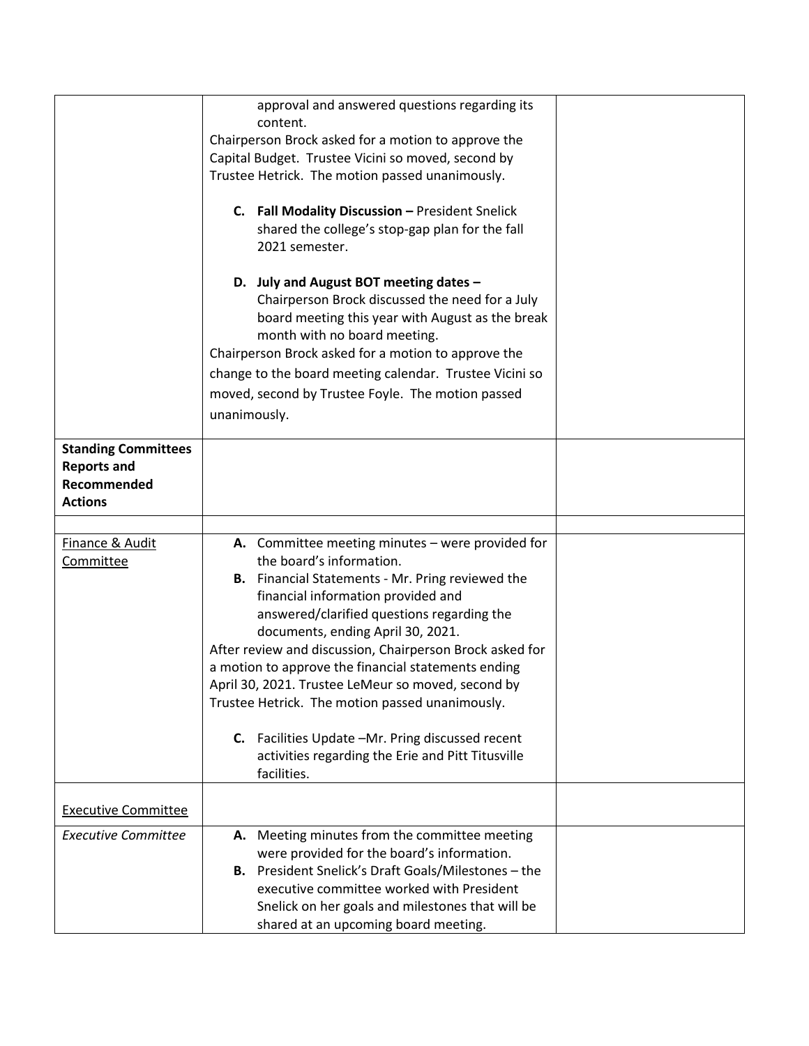| | | |
|---|---|---|
| | approval and answered questions regarding its content.<br>Chairperson Brock asked for a motion to approve the Capital Budget. Trustee Vicini so moved, second by Trustee Hetrick. The motion passed unanimously.<br><br>**C. Fall Modality Discussion –** President Snelick shared the college's stop-gap plan for the fall 2021 semester.<br><br>**D. July and August BOT meeting dates –** Chairperson Brock discussed the need for a July board meeting this year with August as the break month with no board meeting.<br>Chairperson Brock asked for a motion to approve the change to the board meeting calendar. Trustee Vicini so moved, second by Trustee Foyle. The motion passed unanimously. | |
| **Standing Committees Reports and Recommended Actions** | | |
| | | |
| Finance & Audit Committee | **A.** Committee meeting minutes – were provided for the board's information.<br>**B.** Financial Statements - Mr. Pring reviewed the financial information provided and answered/clarified questions regarding the documents, ending April 30, 2021.<br>After review and discussion, Chairperson Brock asked for a motion to approve the financial statements ending April 30, 2021. Trustee LeMeur so moved, second by Trustee Hetrick. The motion passed unanimously.<br><br>**C.** Facilities Update –Mr. Pring discussed recent activities regarding the Erie and Pitt Titusville facilities. | |
| Executive Committee | | |
| *Executive Committee* | **A.** Meeting minutes from the committee meeting were provided for the board's information.<br>**B.** President Snelick's Draft Goals/Milestones – the executive committee worked with President Snelick on her goals and milestones that will be shared at an upcoming board meeting. | |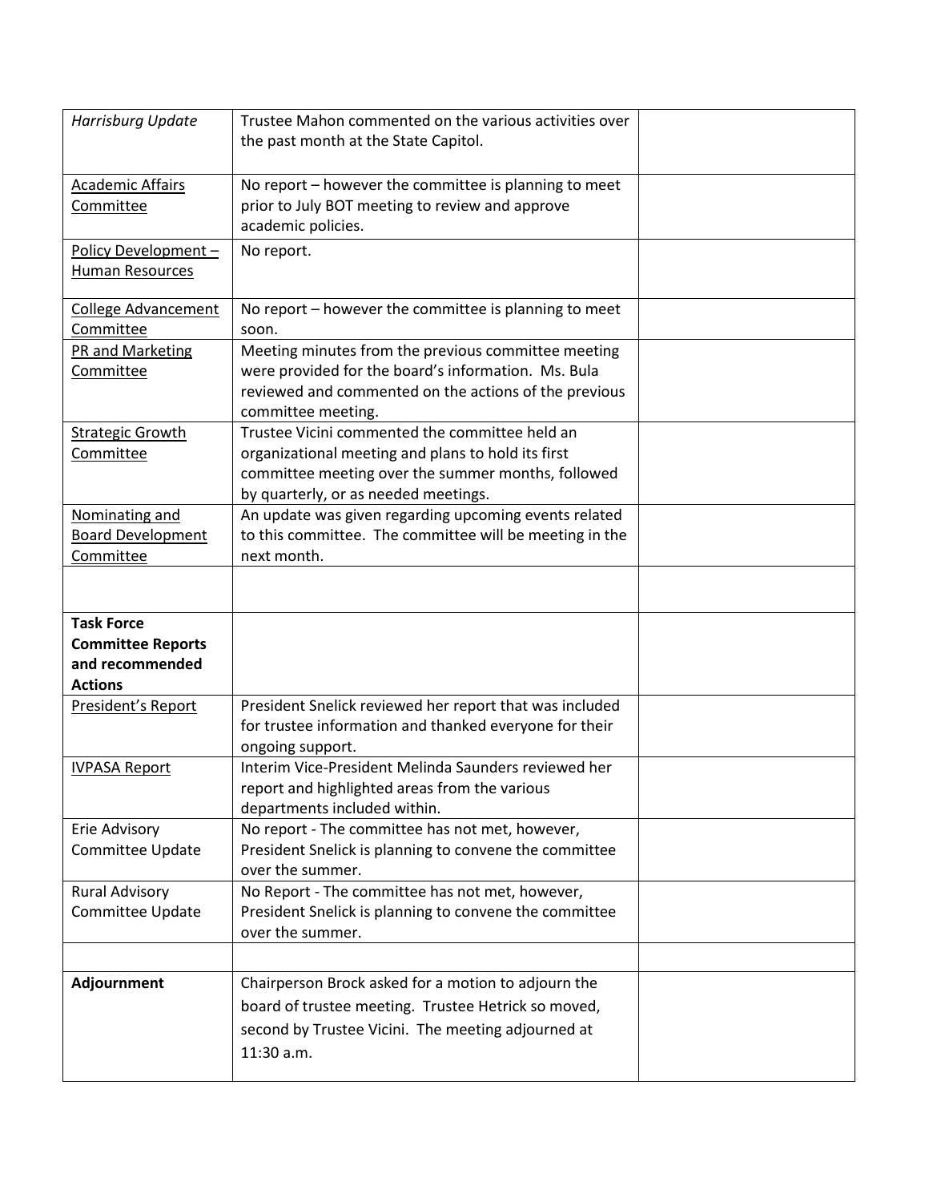| | | |
|---|---|---|
| *Harrisburg Update* | Trustee Mahon commented on the various activities over the past month at the State Capitol. | |
| Academic Affairs Committee | No report – however the committee is planning to meet prior to July BOT meeting to review and approve academic policies. | |
| Policy Development – Human Resources | No report. | |
| College Advancement Committee | No report – however the committee is planning to meet soon. | |
| PR and Marketing Committee | Meeting minutes from the previous committee meeting were provided for the board's information. Ms. Bula reviewed and commented on the actions of the previous committee meeting. | |
| Strategic Growth Committee | Trustee Vicini commented the committee held an organizational meeting and plans to hold its first committee meeting over the summer months, followed by quarterly, or as needed meetings. | |
| Nominating and Board Development Committee | An update was given regarding upcoming events related to this committee. The committee will be meeting in the next month. | |
| | | |
| **Task Force Committee Reports and recommended Actions** | | |
| President's Report | President Snelick reviewed her report that was included for trustee information and thanked everyone for their ongoing support. | |
| IVPASA Report | Interim Vice-President Melinda Saunders reviewed her report and highlighted areas from the various departments included within. | |
| Erie Advisory Committee Update | No report - The committee has not met, however, President Snelick is planning to convene the committee over the summer. | |
| Rural Advisory Committee Update | No Report - The committee has not met, however, President Snelick is planning to convene the committee over the summer. | |
| | | |
| **Adjournment** | Chairperson Brock asked for a motion to adjourn the board of trustee meeting. Trustee Hetrick so moved, second by Trustee Vicini. The meeting adjourned at 11:30 a.m. | |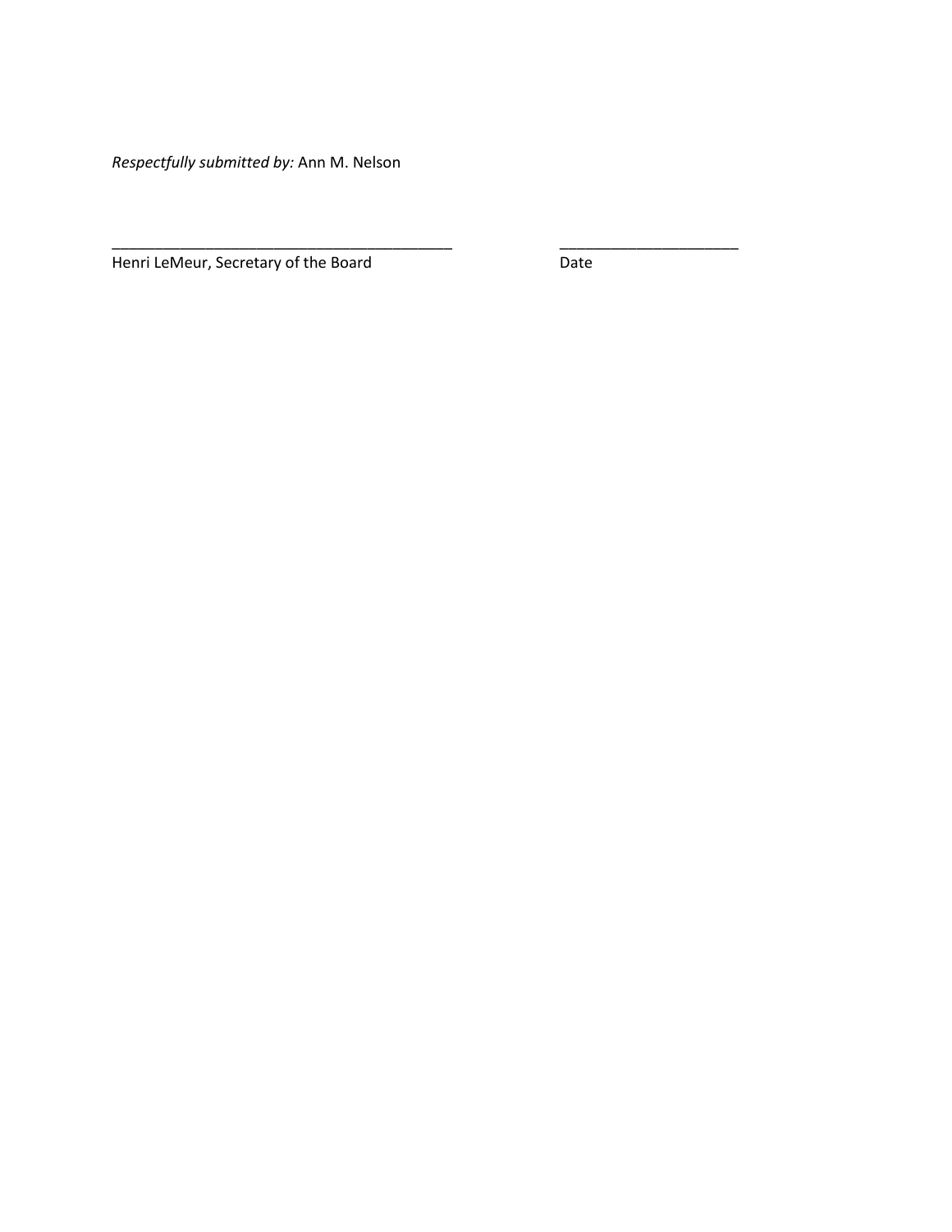*Respectfully submitted by:* Ann M. Nelson

\_\_\_\_\_\_\_\_\_\_\_\_\_\_\_\_\_\_\_\_\_\_\_\_\_\_\_\_\_\_\_\_\_\_\_\_\_\_\_\_\_ \_\_\_\_\_\_\_\_\_\_\_\_\_\_\_\_\_\_\_\_\_\_

Henri LeMeur, Secretary of the Board Date